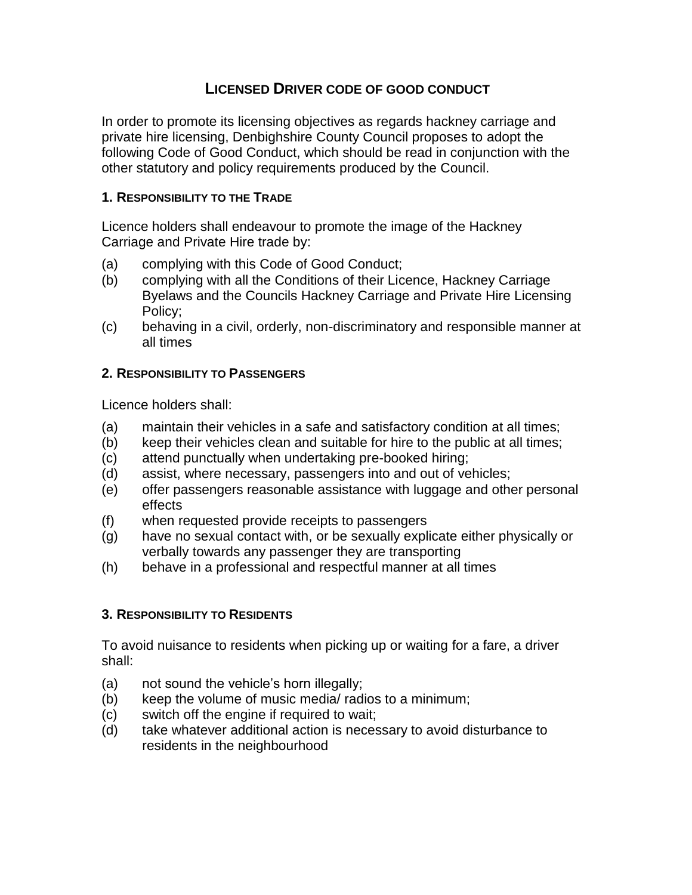# LICENSED DRIVER CODE OF GOOD CONDUCT

In order to promote its licensing objectives as regards hackney carriage and private hire licensing, Denbighshire County Council proposes to adopt the following Code of Good Conduct, which should be read in conjunction with the other statutory and policy requirements produced by the Council.

## 1. RESPONSIBILITY TO THE TRADE

Licence holders shall endeavour to promote the image of the Hackney Carriage and Private Hire trade by:

(a) complying with this Code of Good Conduct;
(b) complying with all the Conditions of their Licence, Hackney Carriage Byelaws and the Councils Hackney Carriage and Private Hire Licensing Policy;
(c) behaving in a civil, orderly, non-discriminatory and responsible manner at all times

## 2. RESPONSIBILITY TO PASSENGERS

Licence holders shall:

(a) maintain their vehicles in a safe and satisfactory condition at all times;
(b) keep their vehicles clean and suitable for hire to the public at all times;
(c) attend punctually when undertaking pre-booked hiring;
(d) assist, where necessary, passengers into and out of vehicles;
(e) offer passengers reasonable assistance with luggage and other personal effects
(f) when requested provide receipts to passengers
(g) have no sexual contact with, or be sexually explicate either physically or verbally towards any passenger they are transporting
(h) behave in a professional and respectful manner at all times

## 3. RESPONSIBILITY TO RESIDENTS

To avoid nuisance to residents when picking up or waiting for a fare, a driver shall:

(a) not sound the vehicle's horn illegally;
(b) keep the volume of music media/ radios to a minimum;
(c) switch off the engine if required to wait;
(d) take whatever additional action is necessary to avoid disturbance to residents in the neighbourhood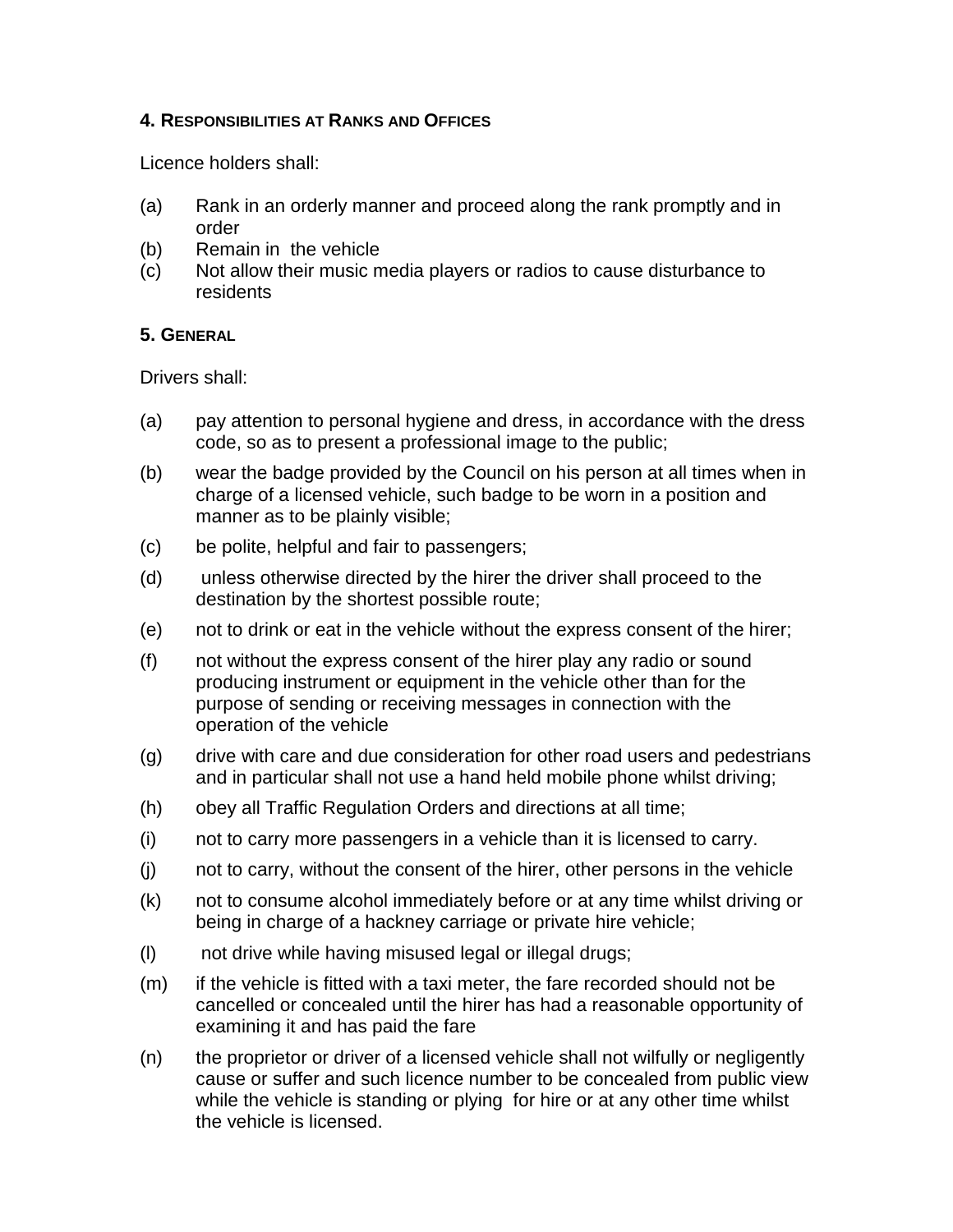### 4. Responsibilities at Ranks and Offices

Licence holders shall:

(a) Rank in an orderly manner and proceed along the rank promptly and in order
(b) Remain in the vehicle
(c) Not allow their music media players or radios to cause disturbance to residents

### 5. General

Drivers shall:

(a) pay attention to personal hygiene and dress, in accordance with the dress code, so as to present a professional image to the public;

(b) wear the badge provided by the Council on his person at all times when in charge of a licensed vehicle, such badge to be worn in a position and manner as to be plainly visible;

(c) be polite, helpful and fair to passengers;

(d) unless otherwise directed by the hirer the driver shall proceed to the destination by the shortest possible route;

(e) not to drink or eat in the vehicle without the express consent of the hirer;

(f) not without the express consent of the hirer play any radio or sound producing instrument or equipment in the vehicle other than for the purpose of sending or receiving messages in connection with the operation of the vehicle

(g) drive with care and due consideration for other road users and pedestrians and in particular shall not use a hand held mobile phone whilst driving;

(h) obey all Traffic Regulation Orders and directions at all time;

(i) not to carry more passengers in a vehicle than it is licensed to carry.

(j) not to carry, without the consent of the hirer, other persons in the vehicle

(k) not to consume alcohol immediately before or at any time whilst driving or being in charge of a hackney carriage or private hire vehicle;

(l) not drive while having misused legal or illegal drugs;

(m) if the vehicle is fitted with a taxi meter, the fare recorded should not be cancelled or concealed until the hirer has had a reasonable opportunity of examining it and has paid the fare

(n) the proprietor or driver of a licensed vehicle shall not wilfully or negligently cause or suffer and such licence number to be concealed from public view while the vehicle is standing or plying for hire or at any other time whilst the vehicle is licensed.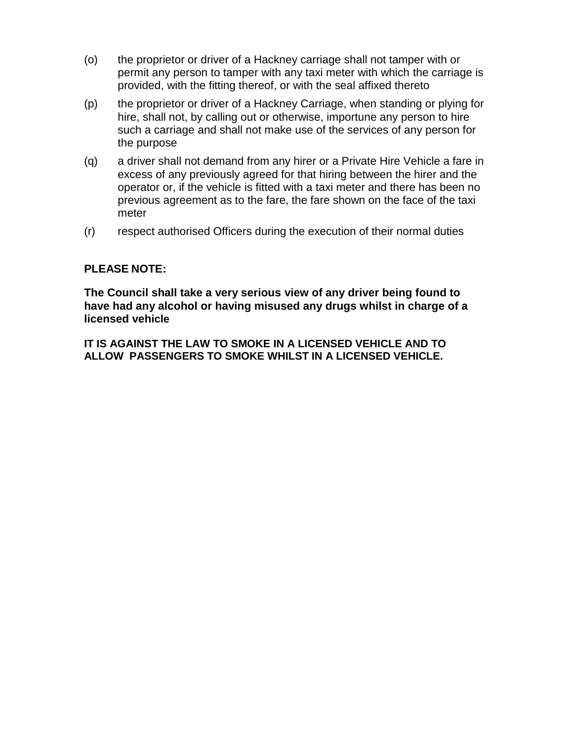(o) the proprietor or driver of a Hackney carriage shall not tamper with or permit any person to tamper with any taxi meter with which the carriage is provided, with the fitting thereof, or with the seal affixed thereto

(p) the proprietor or driver of a Hackney Carriage, when standing or plying for hire, shall not, by calling out or otherwise, importune any person to hire such a carriage and shall not make use of the services of any person for the purpose

(q) a driver shall not demand from any hirer or a Private Hire Vehicle a fare in excess of any previously agreed for that hiring between the hirer and the operator or, if the vehicle is fitted with a taxi meter and there has been no previous agreement as to the fare, the fare shown on the face of the taxi meter

(r) respect authorised Officers during the execution of their normal duties

**PLEASE NOTE:**

**The Council shall take a very serious view of any driver being found to have had any alcohol or having misused any drugs whilst in charge of a licensed vehicle**

**IT IS AGAINST THE LAW TO SMOKE IN A LICENSED VEHICLE AND TO ALLOW PASSENGERS TO SMOKE WHILST IN A LICENSED VEHICLE.**